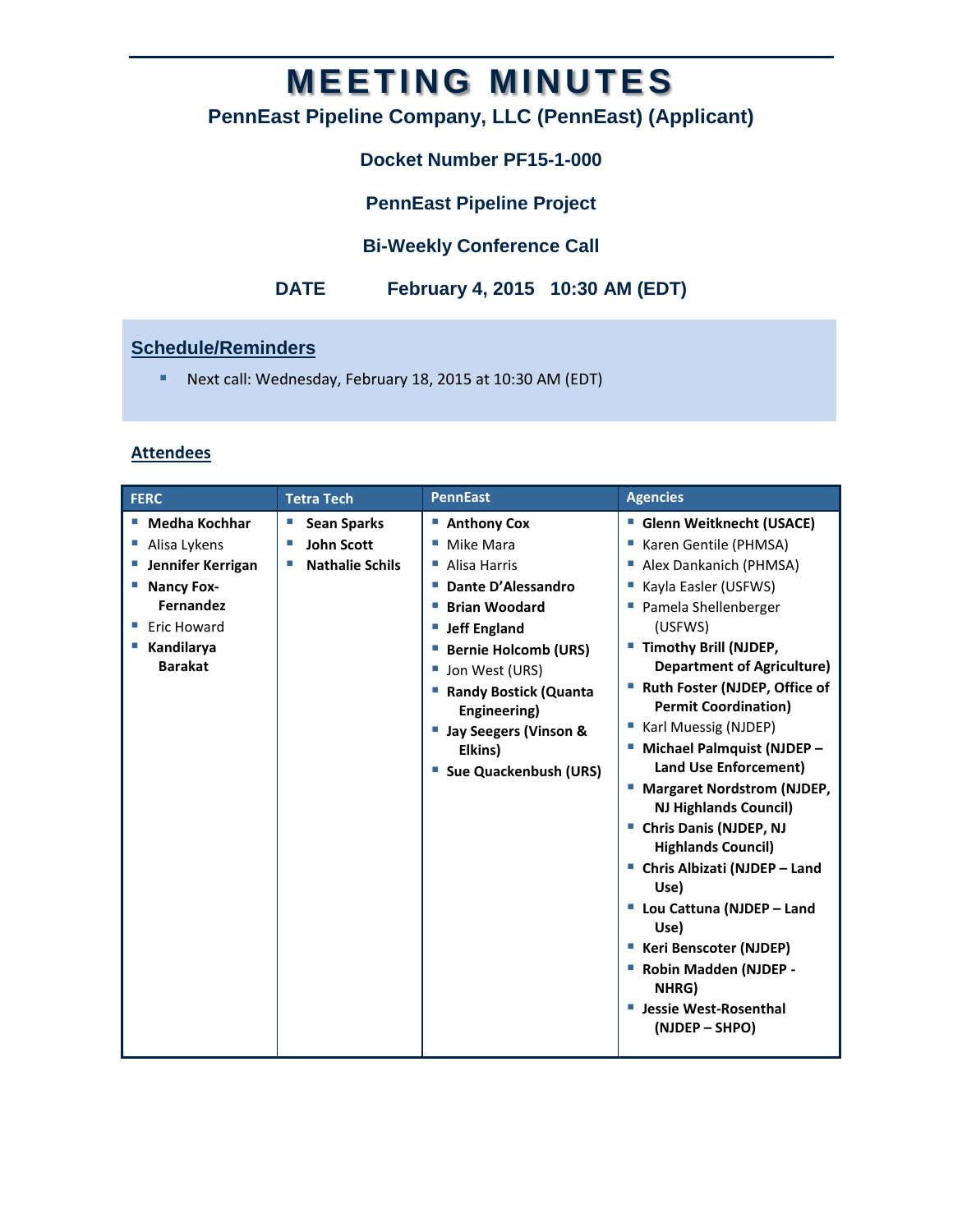# MEETING MINUTES

## PennEast Pipeline Company, LLC (PennEast) (Applicant)

**Docket Number PF15-1-000**

**PennEast Pipeline Project**

**Bi-Weekly Conference Call**

**DATE** **February 4, 2015 10:30 AM (EDT)**

## Schedule/Reminders

- Next call: Wednesday, February 18, 2015 at 10:30 AM (EDT)

## Attendees

| FERC | Tetra Tech | PennEast | Agencies |
| --- | --- | --- | --- |
| **Medha Kochhar** | **Sean Sparks** | **Anthony Cox** | **Glenn Weitknecht (USACE)** |
| Alisa Lykens | **John Scott** | Mike Mara | Karen Gentile (PHMSA) |
| **Jennifer Kerrigan** | **Nathalie Schils** | Alisa Harris | Alex Dankanich (PHMSA) |
| **Nancy Fox-Fernandez** | | **Dante D'Alessandro** | Kayla Easler (USFWS) |
| Eric Howard | | **Brian Woodard** | Pamela Shellenberger (USFWS) |
| **Kandilarya Barakat** | | **Jeff England** | **Timothy Brill (NJDEP, Department of Agriculture)** |
| | | **Bernie Holcomb (URS)** | **Ruth Foster (NJDEP, Office of Permit Coordination)** |
| | | Jon West (URS) | Karl Muessig (NJDEP) |
| | | **Randy Bostick (Quanta Engineering)** | **Michael Palmquist (NJDEP – Land Use Enforcement)** |
| | | **Jay Seegers (Vinson & Elkins)** | **Margaret Nordstrom (NJDEP, NJ Highlands Council)** |
| | | **Sue Quackenbush (URS)** | **Chris Danis (NJDEP, NJ Highlands Council)** |
| | | | **Chris Albizati (NJDEP – Land Use)** |
| | | | **Lou Cattuna (NJDEP – Land Use)** |
| | | | **Keri Benscoter (NJDEP)** |
| | | | **Robin Madden (NJDEP - NHRG)** |
| | | | **Jessie West-Rosenthal (NJDEP – SHPO)** |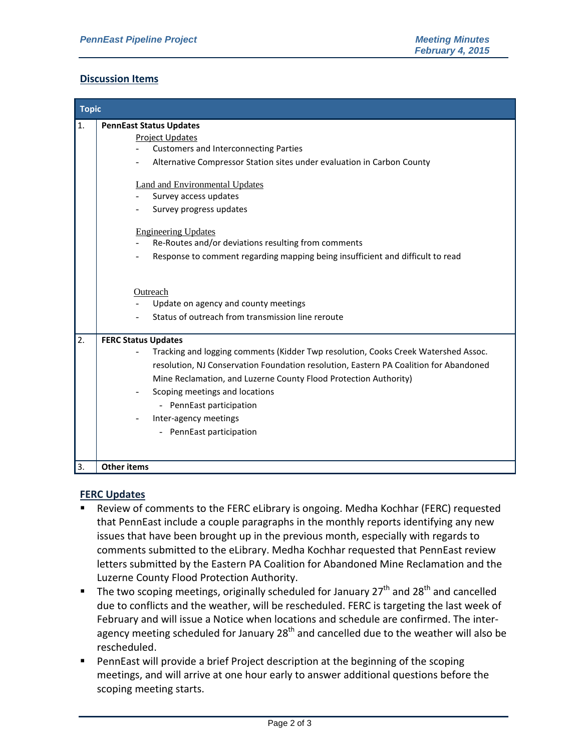## Discussion Items

| Topic | |
|---|---|
| 1. | **PennEast Status Updates**<br>Project Updates<br>- Customers and Interconnecting Parties<br>- Alternative Compressor Station sites under evaluation in Carbon County<br><br>Land and Environmental Updates<br>- Survey access updates<br>- Survey progress updates<br><br>Engineering Updates<br>- Re-Routes and/or deviations resulting from comments<br>- Response to comment regarding mapping being insufficient and difficult to read<br><br>Outreach<br>- Update on agency and county meetings<br>- Status of outreach from transmission line reroute |
| 2. | **FERC Status Updates**<br>- Tracking and logging comments (Kidder Twp resolution, Cooks Creek Watershed Assoc. resolution, NJ Conservation Foundation resolution, Eastern PA Coalition for Abandoned Mine Reclamation, and Luzerne County Flood Protection Authority)<br>- Scoping meetings and locations<br>  - PennEast participation<br>- Inter-agency meetings<br>  - PennEast participation |
| 3. | **Other items** |

## FERC Updates

- Review of comments to the FERC eLibrary is ongoing. Medha Kochhar (FERC) requested that PennEast include a couple paragraphs in the monthly reports identifying any new issues that have been brought up in the previous month, especially with regards to comments submitted to the eLibrary. Medha Kochhar requested that PennEast review letters submitted by the Eastern PA Coalition for Abandoned Mine Reclamation and the Luzerne County Flood Protection Authority.
- The two scoping meetings, originally scheduled for January 27th and 28th and cancelled due to conflicts and the weather, will be rescheduled. FERC is targeting the last week of February and will issue a Notice when locations and schedule are confirmed. The inter-agency meeting scheduled for January 28th and cancelled due to the weather will also be rescheduled.
- PennEast will provide a brief Project description at the beginning of the scoping meetings, and will arrive at one hour early to answer additional questions before the scoping meeting starts.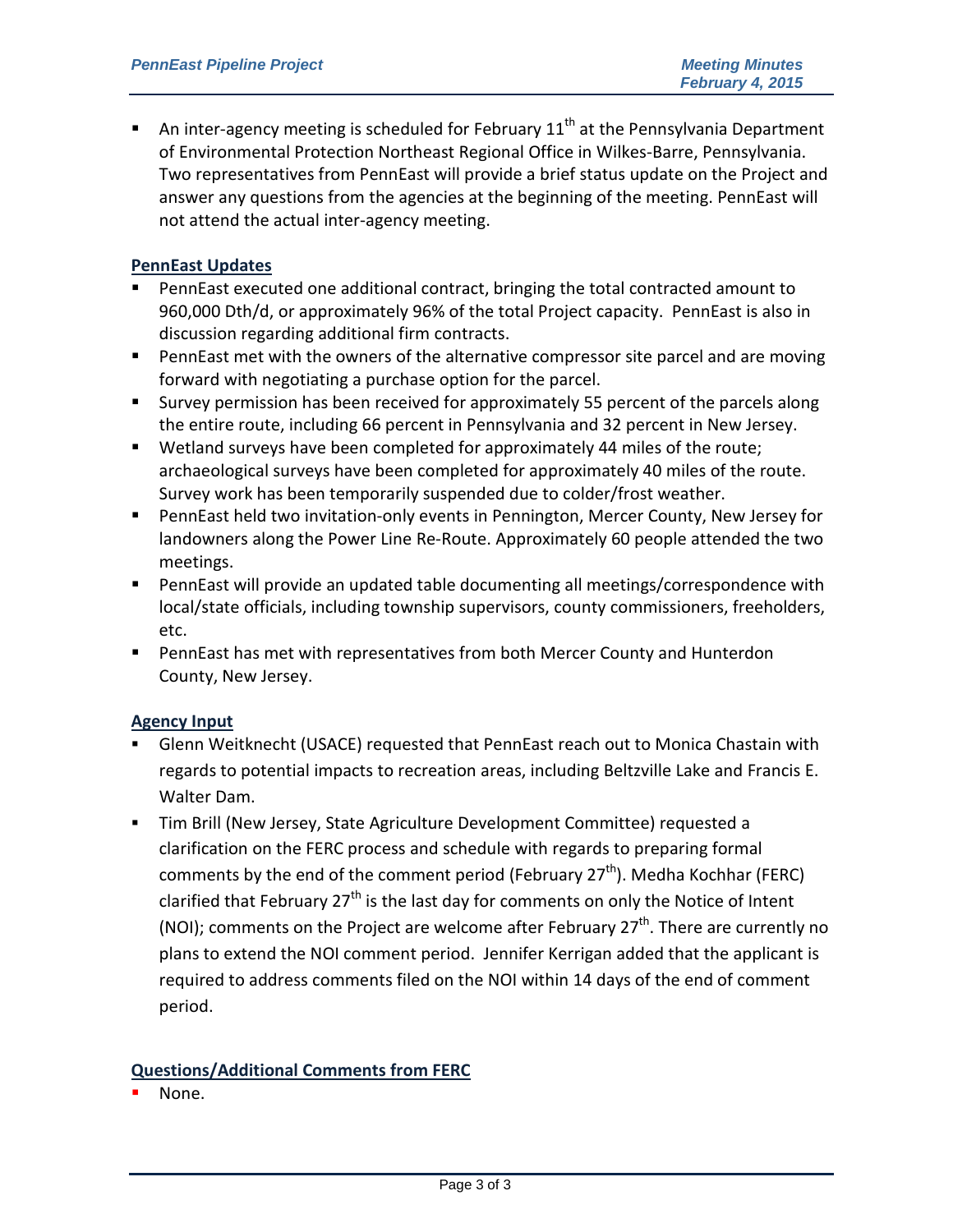- An inter-agency meeting is scheduled for February 11th at the Pennsylvania Department of Environmental Protection Northeast Regional Office in Wilkes-Barre, Pennsylvania. Two representatives from PennEast will provide a brief status update on the Project and answer any questions from the agencies at the beginning of the meeting. PennEast will not attend the actual inter-agency meeting.

## PennEast Updates

- PennEast executed one additional contract, bringing the total contracted amount to 960,000 Dth/d, or approximately 96% of the total Project capacity. PennEast is also in discussion regarding additional firm contracts.
- PennEast met with the owners of the alternative compressor site parcel and are moving forward with negotiating a purchase option for the parcel.
- Survey permission has been received for approximately 55 percent of the parcels along the entire route, including 66 percent in Pennsylvania and 32 percent in New Jersey.
- Wetland surveys have been completed for approximately 44 miles of the route; archaeological surveys have been completed for approximately 40 miles of the route. Survey work has been temporarily suspended due to colder/frost weather.
- PennEast held two invitation-only events in Pennington, Mercer County, New Jersey for landowners along the Power Line Re-Route. Approximately 60 people attended the two meetings.
- PennEast will provide an updated table documenting all meetings/correspondence with local/state officials, including township supervisors, county commissioners, freeholders, etc.
- PennEast has met with representatives from both Mercer County and Hunterdon County, New Jersey.

## Agency Input

- Glenn Weitknecht (USACE) requested that PennEast reach out to Monica Chastain with regards to potential impacts to recreation areas, including Beltzville Lake and Francis E. Walter Dam.
- Tim Brill (New Jersey, State Agriculture Development Committee) requested a clarification on the FERC process and schedule with regards to preparing formal comments by the end of the comment period (February 27th). Medha Kochhar (FERC) clarified that February 27th is the last day for comments on only the Notice of Intent (NOI); comments on the Project are welcome after February 27th. There are currently no plans to extend the NOI comment period. Jennifer Kerrigan added that the applicant is required to address comments filed on the NOI within 14 days of the end of comment period.

## Questions/Additional Comments from FERC

- None.